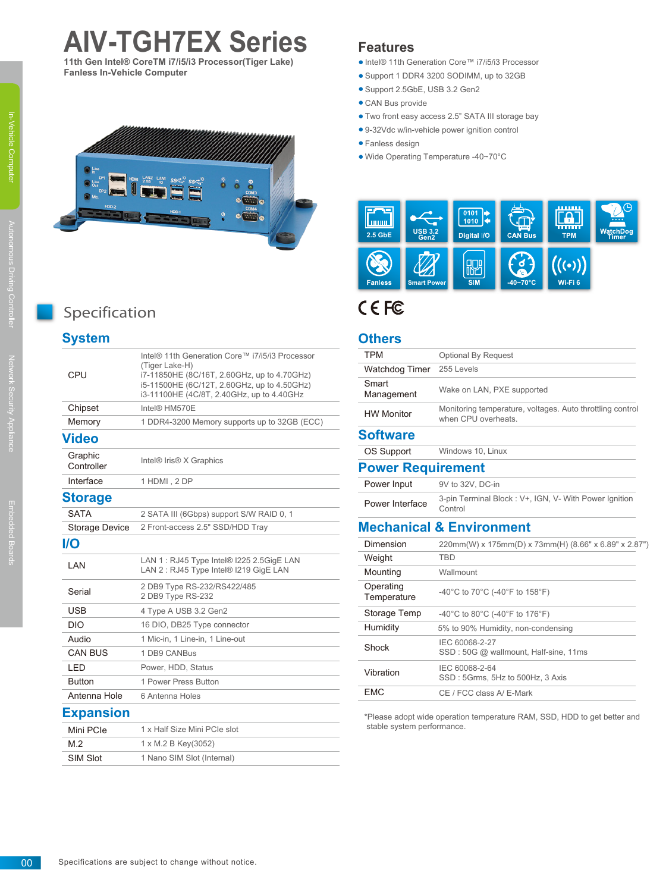# AIV-TGH7EX Series

**11th Gen Intel® CoreTM i7/i5/i3 Processor(Tiger Lake)**
**Fanless In-Vehicle Computer**

## Features

- Intel® 11th Generation Core™ i7/i5/i3 Processor
- Support 1 DDR4 3200 SODIMM, up to 32GB
- Support 2.5GbE, USB 3.2 Gen2
- CAN Bus provide
- Two front easy access 2.5" SATA III storage bay
- 9-32Vdc w/in-vehicle power ignition control
- Fanless design
- Wide Operating Temperature -40~70°C

2.5 GbE | USB 3.2 Gen2 | Digital I/O | CAN Bus | TPM | WatchDog Timer | Fanless | Smart Power | SIM | -40~70°C | Wi-Fi 6

CE FC

## Specification

### System

| | |
|---|---|
| CPU | Intel® 11th Generation Core™ i7/i5/i3 Processor (Tiger Lake-H)<br>i7-11850HE (8C/16T, 2.60GHz, up to 4.70GHz)<br>i5-11500HE (6C/12T, 2.60GHz, up to 4.50GHz)<br>i3-11100HE (4C/8T, 2.40GHz, up to 4.40GHz |
| Chipset | Intel® HM570E |
| Memory | 1 DDR4-3200 Memory supports up to 32GB (ECC) |

### Video

| | |
|---|---|
| Graphic Controller | Intel® Iris® X Graphics |
| Interface | 1 HDMI , 2 DP |

### Storage

| | |
|---|---|
| SATA | 2 SATA III (6Gbps) support S/W RAID 0, 1 |
| Storage Device | 2 Front-access 2.5" SSD/HDD Tray |

### I/O

| | |
|---|---|
| LAN | LAN 1 : RJ45 Type Intel® I225 2.5GigE LAN<br>LAN 2 : RJ45 Type Intel® I219 GigE LAN |
| Serial | 2 DB9 Type RS-232/RS422/485<br>2 DB9 Type RS-232 |
| USB | 4 Type A USB 3.2 Gen2 |
| DIO | 16 DIO, DB25 Type connector |
| Audio | 1 Mic-in, 1 Line-in, 1 Line-out |
| CAN BUS | 1 DB9 CANBus |
| LED | Power, HDD, Status |
| Button | 1 Power Press Button |
| Antenna Hole | 6 Antenna Holes |

### Expansion

| | |
|---|---|
| Mini PCIe | 1 x Half Size Mini PCIe slot |
| M.2 | 1 x M.2 B Key(3052) |
| SIM Slot | 1 Nano SIM Slot (Internal) |

### Others

| | |
|---|---|
| TPM | Optional By Request |
| Watchdog Timer | 255 Levels |
| Smart Management | Wake on LAN, PXE supported |
| HW Monitor | Monitoring temperature, voltages. Auto throttling control when CPU overheats. |

### Software

| | |
|---|---|
| OS Support | Windows 10, Linux |

### Power Requirement

| | |
|---|---|
| Power Input | 9V to 32V, DC-in |
| Power Interface | 3-pin Terminal Block : V+, IGN, V- With Power Ignition Control |

### Mechanical & Environment

| | |
|---|---|
| Dimension | 220mm(W) x 175mm(D) x 73mm(H) (8.66" x 6.89" x 2.87") |
| Weight | TBD |
| Mounting | Wallmount |
| Operating Temperature | -40°C to 70°C (-40°F to 158°F) |
| Storage Temp | -40°C to 80°C (-40°F to 176°F) |
| Humidity | 5% to 90% Humidity, non-condensing |
| Shock | IEC 60068-2-27<br>SSD : 50G @ wallmount, Half-sine, 11ms |
| Vibration | IEC 60068-2-64<br>SSD : 5Grms, 5Hz to 500Hz, 3 Axis |
| EMC | CE / FCC class A/ E-Mark |

*Please adopt wide operation temperature RAM, SSD, HDD to get better and stable system performance.

Specifications are subject to change without notice.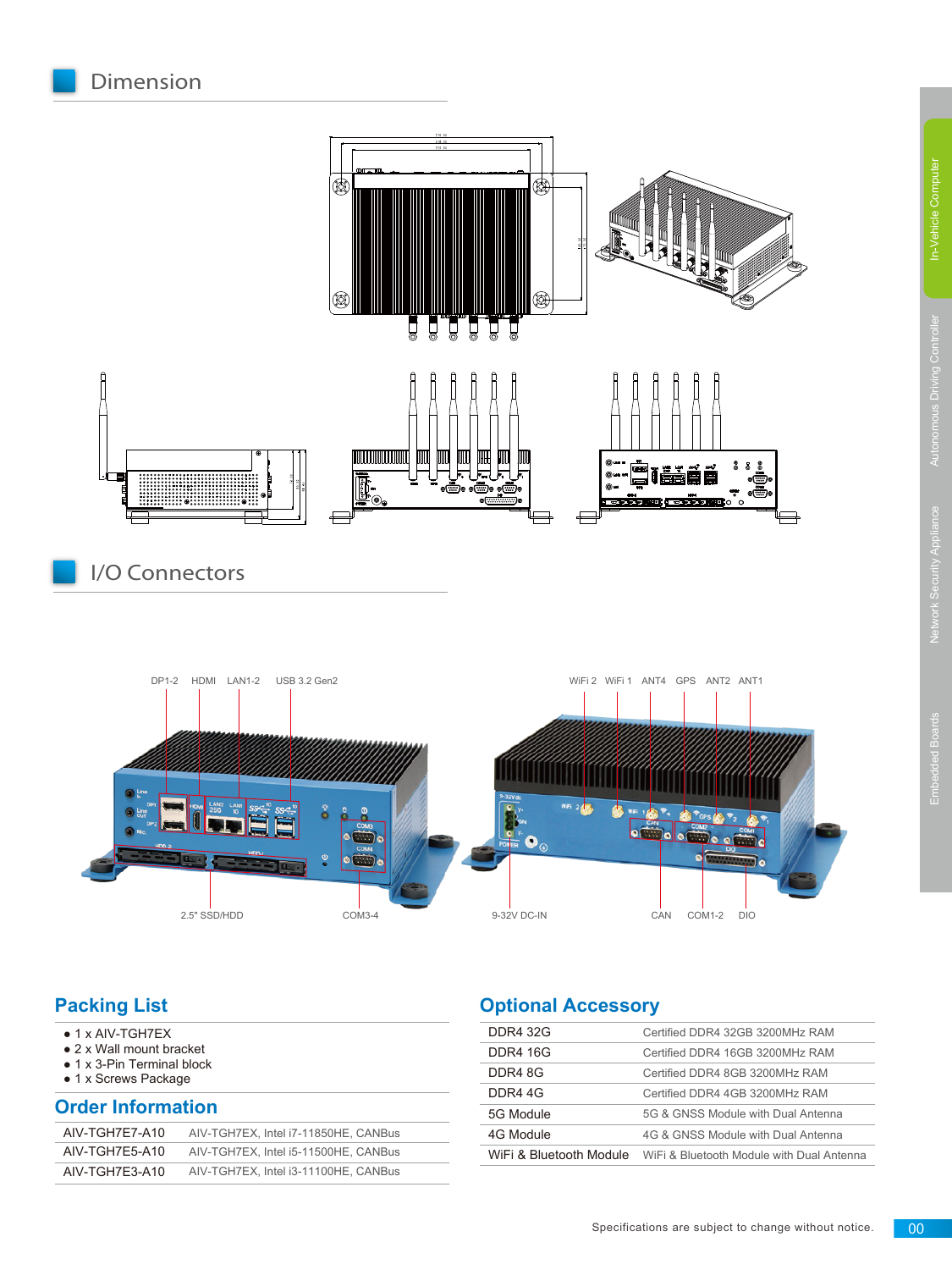## Dimension

## I/O Connectors

DP1-2 HDMI LAN1-2 USB 3.2 Gen2

2.5" SSD/HDD COM3-4

WiFi 2 WiFi 1 ANT4 GPS ANT2 ANT1

9-32V DC-IN CAN COM1-2 DIO

## Packing List

- 1 x AIV-TGH7EX
- 2 x Wall mount bracket
- 1 x 3-Pin Terminal block
- 1 x Screws Package

## Order Information

| | |
|---|---|
| AIV-TGH7E7-A10 | AIV-TGH7EX, Intel i7-11850HE, CANBus |
| AIV-TGH7E5-A10 | AIV-TGH7EX, Intel i5-11500HE, CANBus |
| AIV-TGH7E3-A10 | AIV-TGH7EX, Intel i3-11100HE, CANBus |

## Optional Accessory

| | |
|---|---|
| DDR4 32G | Certified DDR4 32GB 3200MHz RAM |
| DDR4 16G | Certified DDR4 16GB 3200MHz RAM |
| DDR4 8G | Certified DDR4 8GB 3200MHz RAM |
| DDR4 4G | Certified DDR4 4GB 3200MHz RAM |
| 5G Module | 5G & GNSS Module with Dual Antenna |
| 4G Module | 4G & GNSS Module with Dual Antenna |
| WiFi & Bluetooth Module | WiFi & Bluetooth Module with Dual Antenna |

Specifications are subject to change without notice.